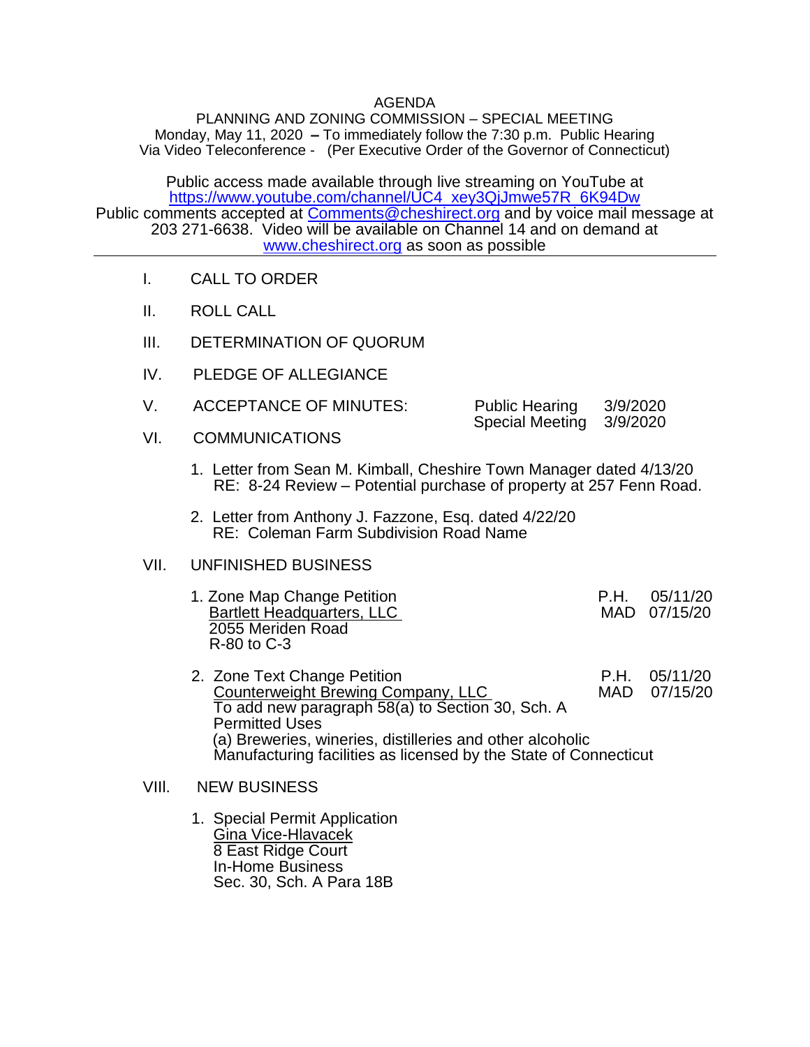# AGENDA

## PLANNING AND ZONING COMMISSION – SPECIAL MEETING

Monday, May 11, 2020 **–** To immediately follow the 7:30 p.m. Public Hearing
Via Video Teleconference - (Per Executive Order of the Governor of Connecticut)

Public access made available through live streaming on YouTube at https://www.youtube.com/channel/UC4_xey3QjJmwe57R_6K94Dw
Public comments accepted at Comments@cheshirect.org and by voice mail message at 203 271-6638. Video will be available on Channel 14 and on demand at www.cheshirect.org as soon as possible

---

I. CALL TO ORDER

II. ROLL CALL

III. DETERMINATION OF QUORUM

IV. PLEDGE OF ALLEGIANCE

V. ACCEPTANCE OF MINUTES:
- Public Hearing 3/9/2020
- Special Meeting 3/9/2020

VI. COMMUNICATIONS

1. Letter from Sean M. Kimball, Cheshire Town Manager dated 4/13/20
   RE: 8-24 Review – Potential purchase of property at 257 Fenn Road.

2. Letter from Anthony J. Fazzone, Esq. dated 4/22/20
   RE: Coleman Farm Subdivision Road Name

VII. UNFINISHED BUSINESS

1. Zone Map Change Petition — P.H. 05/11/20, MAD 07/15/20
   Bartlett Headquarters, LLC
   2055 Meriden Road
   R-80 to C-3

2. Zone Text Change Petition — P.H. 05/11/20, MAD 07/15/20
   Counterweight Brewing Company, LLC
   To add new paragraph 58(a) to Section 30, Sch. A Permitted Uses
   (a) Breweries, wineries, distilleries and other alcoholic Manufacturing facilities as licensed by the State of Connecticut

VIII. NEW BUSINESS

1. Special Permit Application
   Gina Vice-Hlavacek
   8 East Ridge Court
   In-Home Business
   Sec. 30, Sch. A Para 18B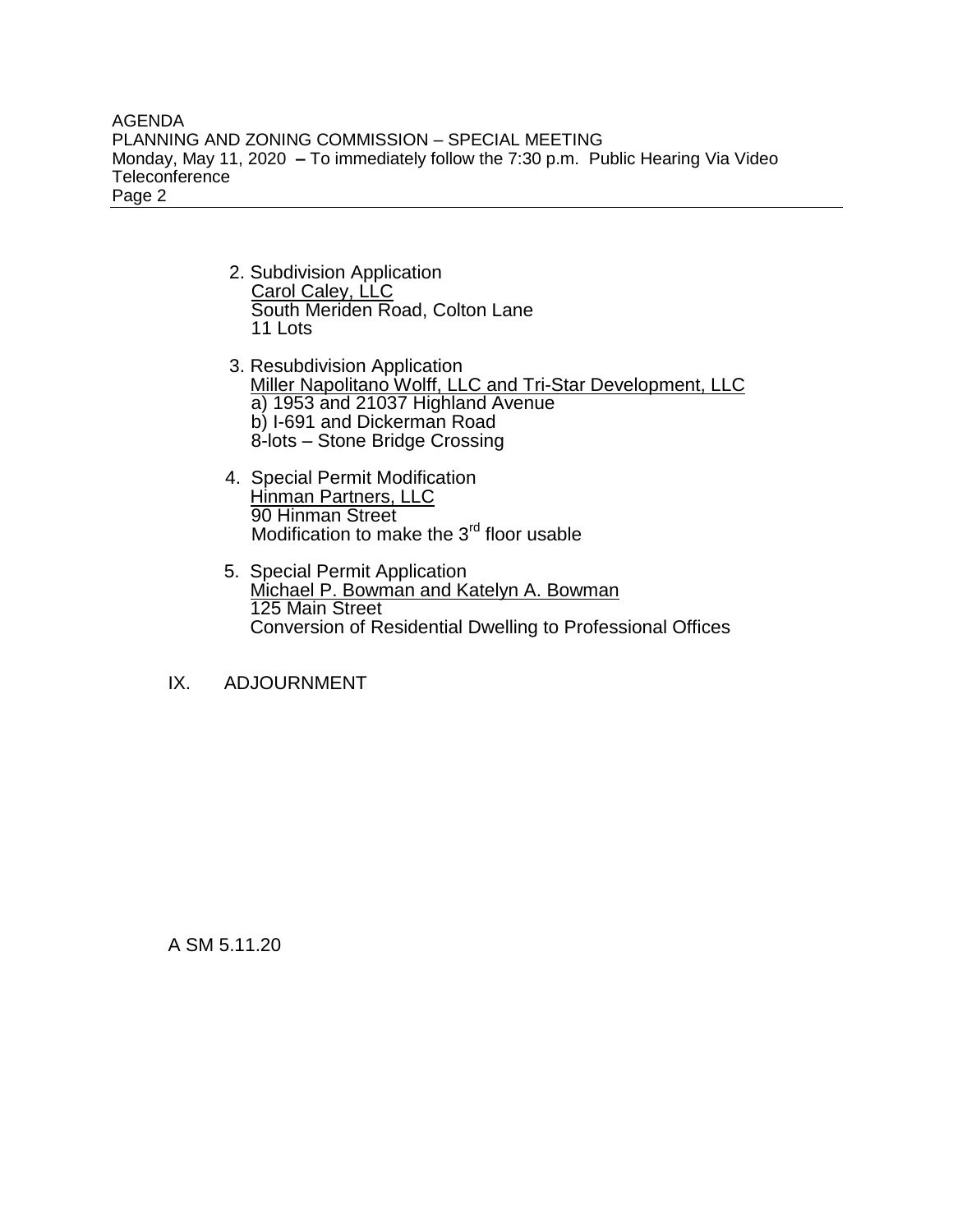2. Subdivision Application
   Carol Caley, LLC
   South Meriden Road, Colton Lane
   11 Lots

3. Resubdivision Application
   Miller Napolitano Wolff, LLC and Tri-Star Development, LLC
   a) 1953 and 21037 Highland Avenue
   b) I-691 and Dickerman Road
   8-lots – Stone Bridge Crossing

4. Special Permit Modification
   Hinman Partners, LLC
   90 Hinman Street
   Modification to make the 3rd floor usable

5. Special Permit Application
   Michael P. Bowman and Katelyn A. Bowman
   125 Main Street
   Conversion of Residential Dwelling to Professional Offices

IX. ADJOURNMENT

A SM 5.11.20